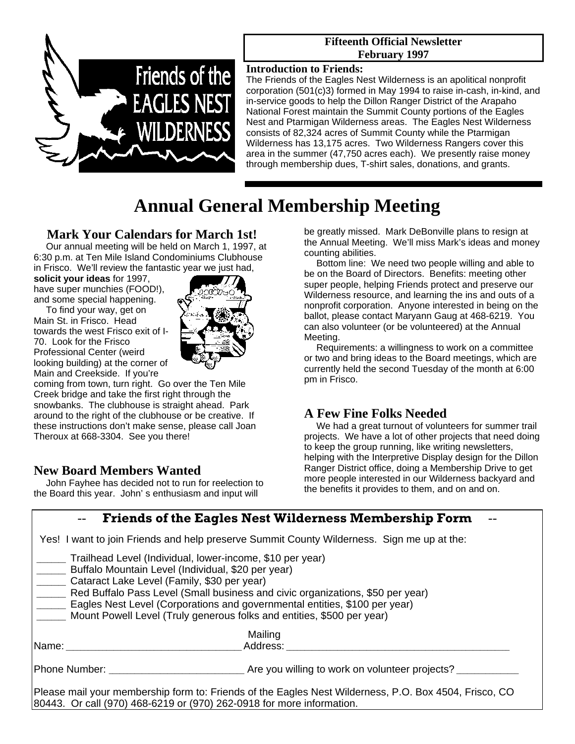Friends of the EAGLES NEST WILDERNESS

**Fifteenth Official Newsletter**
**February 1997**

**Introduction to Friends:**
The Friends of the Eagles Nest Wilderness is an apolitical nonprofit corporation (501(c)3) formed in May 1994 to raise in-cash, in-kind, and in-service goods to help the Dillon Ranger District of the Arapaho National Forest maintain the Summit County portions of the Eagles Nest and Ptarmigan Wilderness areas. The Eagles Nest Wilderness consists of 82,324 acres of Summit County while the Ptarmigan Wilderness has 13,175 acres. Two Wilderness Rangers cover this area in the summer (47,750 acres each). We presently raise money through membership dues, T-shirt sales, donations, and grants.

# Annual General Membership Meeting

## Mark Your Calendars for March 1st!

Our annual meeting will be held on March 1, 1997, at 6:30 p.m. at Ten Mile Island Condominiums Clubhouse in Frisco. We'll review the fantastic year we just had, **solicit your ideas** for 1997, have super munchies (FOOD!), and some special happening.

To find your way, get on Main St. in Frisco. Head towards the west Frisco exit of I-70. Look for the Frisco Professional Center (weird looking building) at the corner of Main and Creekside. If you're coming from town, turn right. Go over the Ten Mile Creek bridge and take the first right through the snowbanks. The clubhouse is straight ahead. Park around to the right of the clubhouse or be creative. If these instructions don't make sense, please call Joan Theroux at 668-3304. See you there!

## New Board Members Wanted

John Fayhee has decided not to run for reelection to the Board this year. John' s enthusiasm and input will be greatly missed. Mark DeBonville plans to resign at the Annual Meeting. We'll miss Mark's ideas and money counting abilities.

Bottom line: We need two people willing and able to be on the Board of Directors. Benefits: meeting other super people, helping Friends protect and preserve our Wilderness resource, and learning the ins and outs of a nonprofit corporation. Anyone interested in being on the ballot, please contact Maryann Gaug at 468-6219. You can also volunteer (or be volunteered) at the Annual Meeting.

Requirements: a willingness to work on a committee or two and bring ideas to the Board meetings, which are currently held the second Tuesday of the month at 6:00 pm in Frisco.

## A Few Fine Folks Needed

We had a great turnout of volunteers for summer trail projects. We have a lot of other projects that need doing to keep the group running, like writing newsletters, helping with the Interpretive Display design for the Dillon Ranger District office, doing a Membership Drive to get more people interested in our Wilderness backyard and the benefits it provides to them, and on and on.

---

## -- Friends of the Eagles Nest Wilderness Membership Form --

Yes! I want to join Friends and help preserve Summit County Wilderness. Sign me up at the:

_____ Trailhead Level (Individual, lower-income, $10 per year)
_____ Buffalo Mountain Level (Individual, $20 per year)
_____ Cataract Lake Level (Family, $30 per year)
_____ Red Buffalo Pass Level (Small business and civic organizations, $50 per year)
_____ Eagles Nest Level (Corporations and governmental entities, $100 per year)
_____ Mount Powell Level (Truly generous folks and entities, $500 per year)

Name: ______________________________ Mailing Address: ________________________________________

Phone Number: _______________________ Are you willing to work on volunteer projects? ___________

Please mail your membership form to: Friends of the Eagles Nest Wilderness, P.O. Box 4504, Frisco, CO 80443. Or call (970) 468-6219 or (970) 262-0918 for more information.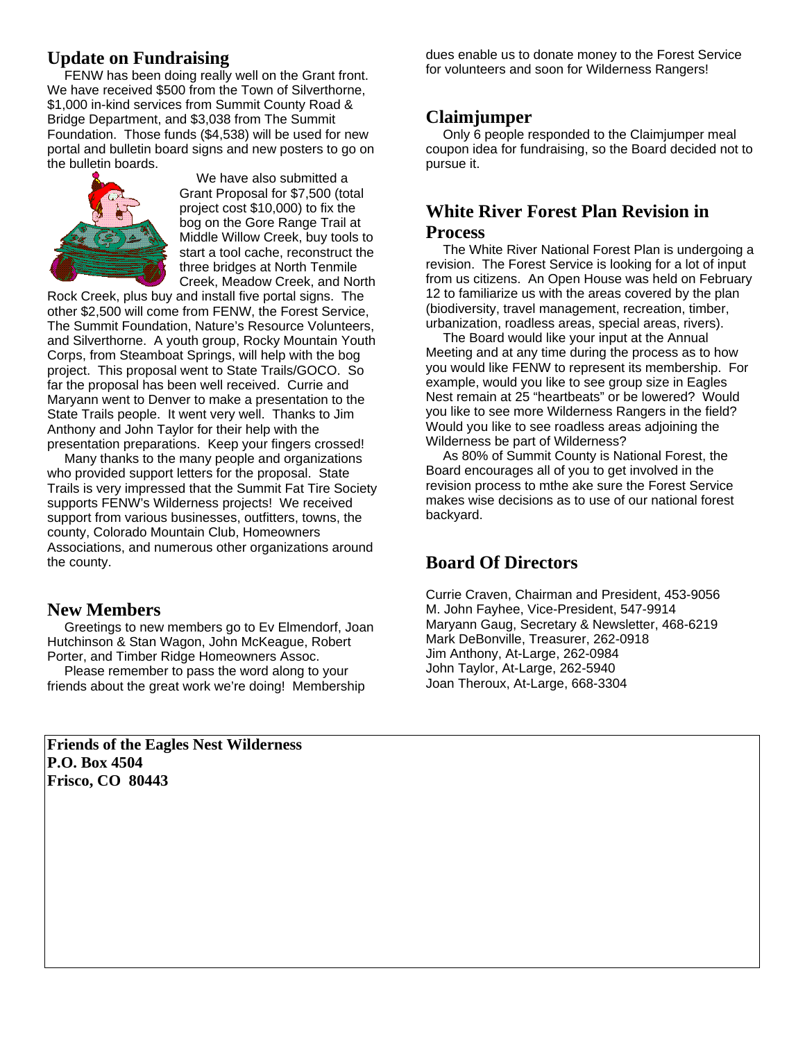## Update on Fundraising

FENW has been doing really well on the Grant front. We have received $500 from the Town of Silverthorne, $1,000 in-kind services from Summit County Road & Bridge Department, and $3,038 from The Summit Foundation. Those funds ($4,538) will be used for new portal and bulletin board signs and new posters to go on the bulletin boards.

We have also submitted a Grant Proposal for $7,500 (total project cost $10,000) to fix the bog on the Gore Range Trail at Middle Willow Creek, buy tools to start a tool cache, reconstruct the three bridges at North Tenmile Creek, Meadow Creek, and North Rock Creek, plus buy and install five portal signs. The other $2,500 will come from FENW, the Forest Service, The Summit Foundation, Nature's Resource Volunteers, and Silverthorne. A youth group, Rocky Mountain Youth Corps, from Steamboat Springs, will help with the bog project. This proposal went to State Trails/GOCO. So far the proposal has been well received. Currie and Maryann went to Denver to make a presentation to the State Trails people. It went very well. Thanks to Jim Anthony and John Taylor for their help with the presentation preparations. Keep your fingers crossed!

Many thanks to the many people and organizations who provided support letters for the proposal. State Trails is very impressed that the Summit Fat Tire Society supports FENW's Wilderness projects! We received support from various businesses, outfitters, towns, the county, Colorado Mountain Club, Homeowners Associations, and numerous other organizations around the county.

## New Members

Greetings to new members go to Ev Elmendorf, Joan Hutchinson & Stan Wagon, John McKeague, Robert Porter, and Timber Ridge Homeowners Assoc.

Please remember to pass the word along to your friends about the great work we're doing! Membership dues enable us to donate money to the Forest Service for volunteers and soon for Wilderness Rangers!

## Claimjumper

Only 6 people responded to the Claimjumper meal coupon idea for fundraising, so the Board decided not to pursue it.

## White River Forest Plan Revision in Process

The White River National Forest Plan is undergoing a revision. The Forest Service is looking for a lot of input from us citizens. An Open House was held on February 12 to familiarize us with the areas covered by the plan (biodiversity, travel management, recreation, timber, urbanization, roadless areas, special areas, rivers).

The Board would like your input at the Annual Meeting and at any time during the process as to how you would like FENW to represent its membership. For example, would you like to see group size in Eagles Nest remain at 25 "heartbeats" or be lowered? Would you like to see more Wilderness Rangers in the field? Would you like to see roadless areas adjoining the Wilderness be part of Wilderness?

As 80% of Summit County is National Forest, the Board encourages all of you to get involved in the revision process to mthe ake sure the Forest Service makes wise decisions as to use of our national forest backyard.

## Board Of Directors

Currie Craven, Chairman and President, 453-9056
M. John Fayhee, Vice-President, 547-9914
Maryann Gaug, Secretary & Newsletter, 468-6219
Mark DeBonville, Treasurer, 262-0918
Jim Anthony, At-Large, 262-0984
John Taylor, At-Large, 262-5940
Joan Theroux, At-Large, 668-3304

**Friends of the Eagles Nest Wilderness**
**P.O. Box 4504**
**Frisco, CO 80443**